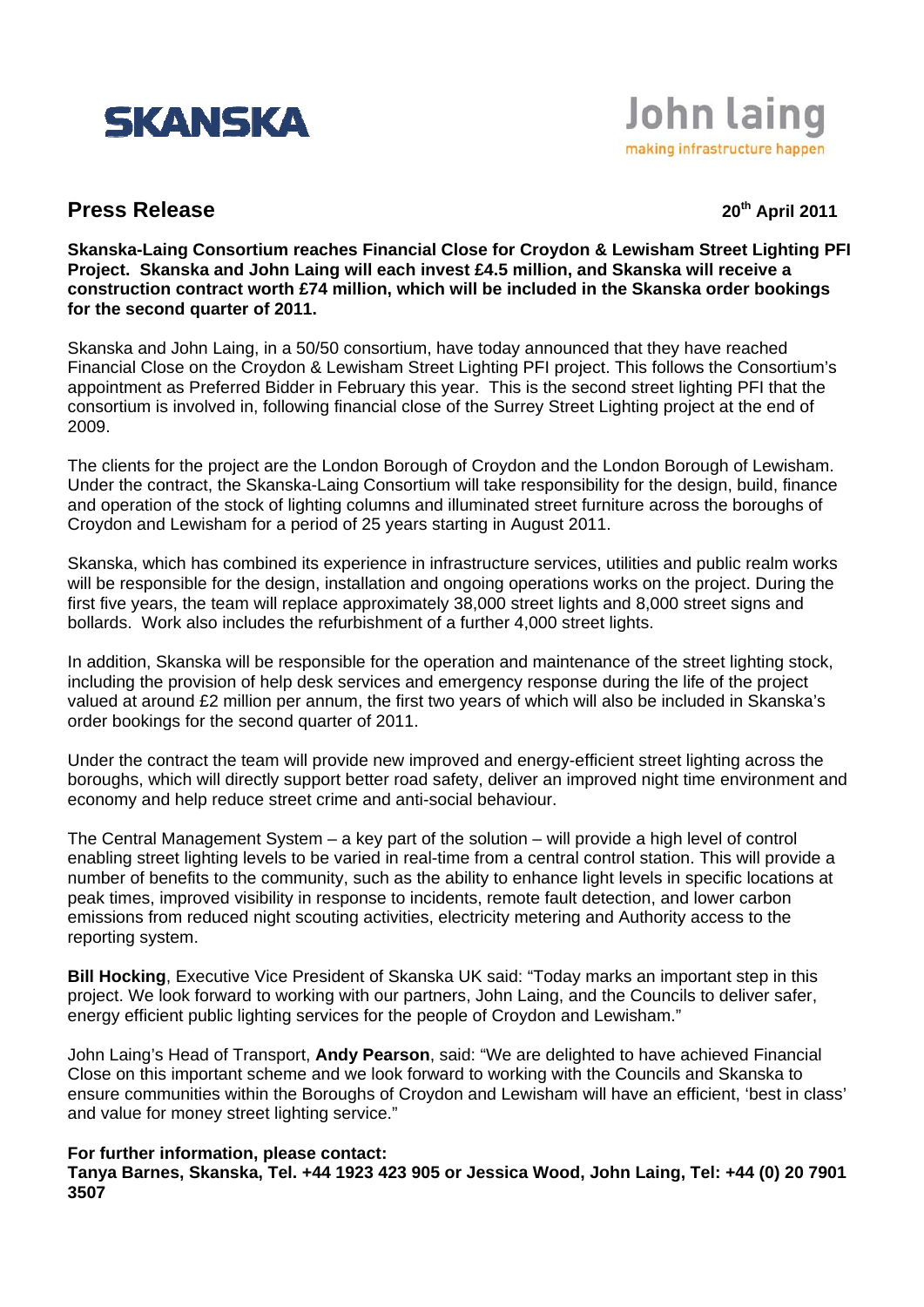SKANSKA

John laing
making infrastructure happen

# Press Release

20th April 2011

**Skanska-Laing Consortium reaches Financial Close for Croydon & Lewisham Street Lighting PFI Project. Skanska and John Laing will each invest £4.5 million, and Skanska will receive a construction contract worth £74 million, which will be included in the Skanska order bookings for the second quarter of 2011.**

Skanska and John Laing, in a 50/50 consortium, have today announced that they have reached Financial Close on the Croydon & Lewisham Street Lighting PFI project. This follows the Consortium's appointment as Preferred Bidder in February this year. This is the second street lighting PFI that the consortium is involved in, following financial close of the Surrey Street Lighting project at the end of 2009.

The clients for the project are the London Borough of Croydon and the London Borough of Lewisham. Under the contract, the Skanska-Laing Consortium will take responsibility for the design, build, finance and operation of the stock of lighting columns and illuminated street furniture across the boroughs of Croydon and Lewisham for a period of 25 years starting in August 2011.

Skanska, which has combined its experience in infrastructure services, utilities and public realm works will be responsible for the design, installation and ongoing operations works on the project. During the first five years, the team will replace approximately 38,000 street lights and 8,000 street signs and bollards. Work also includes the refurbishment of a further 4,000 street lights.

In addition, Skanska will be responsible for the operation and maintenance of the street lighting stock, including the provision of help desk services and emergency response during the life of the project valued at around £2 million per annum, the first two years of which will also be included in Skanska's order bookings for the second quarter of 2011.

Under the contract the team will provide new improved and energy-efficient street lighting across the boroughs, which will directly support better road safety, deliver an improved night time environment and economy and help reduce street crime and anti-social behaviour.

The Central Management System – a key part of the solution – will provide a high level of control enabling street lighting levels to be varied in real-time from a central control station. This will provide a number of benefits to the community, such as the ability to enhance light levels in specific locations at peak times, improved visibility in response to incidents, remote fault detection, and lower carbon emissions from reduced night scouting activities, electricity metering and Authority access to the reporting system.

**Bill Hocking**, Executive Vice President of Skanska UK said: "Today marks an important step in this project. We look forward to working with our partners, John Laing, and the Councils to deliver safer, energy efficient public lighting services for the people of Croydon and Lewisham."

John Laing's Head of Transport, **Andy Pearson**, said: "We are delighted to have achieved Financial Close on this important scheme and we look forward to working with the Councils and Skanska to ensure communities within the Boroughs of Croydon and Lewisham will have an efficient, 'best in class' and value for money street lighting service."

**For further information, please contact:**
**Tanya Barnes, Skanska, Tel. +44 1923 423 905 or Jessica Wood, John Laing, Tel: +44 (0) 20 7901 3507**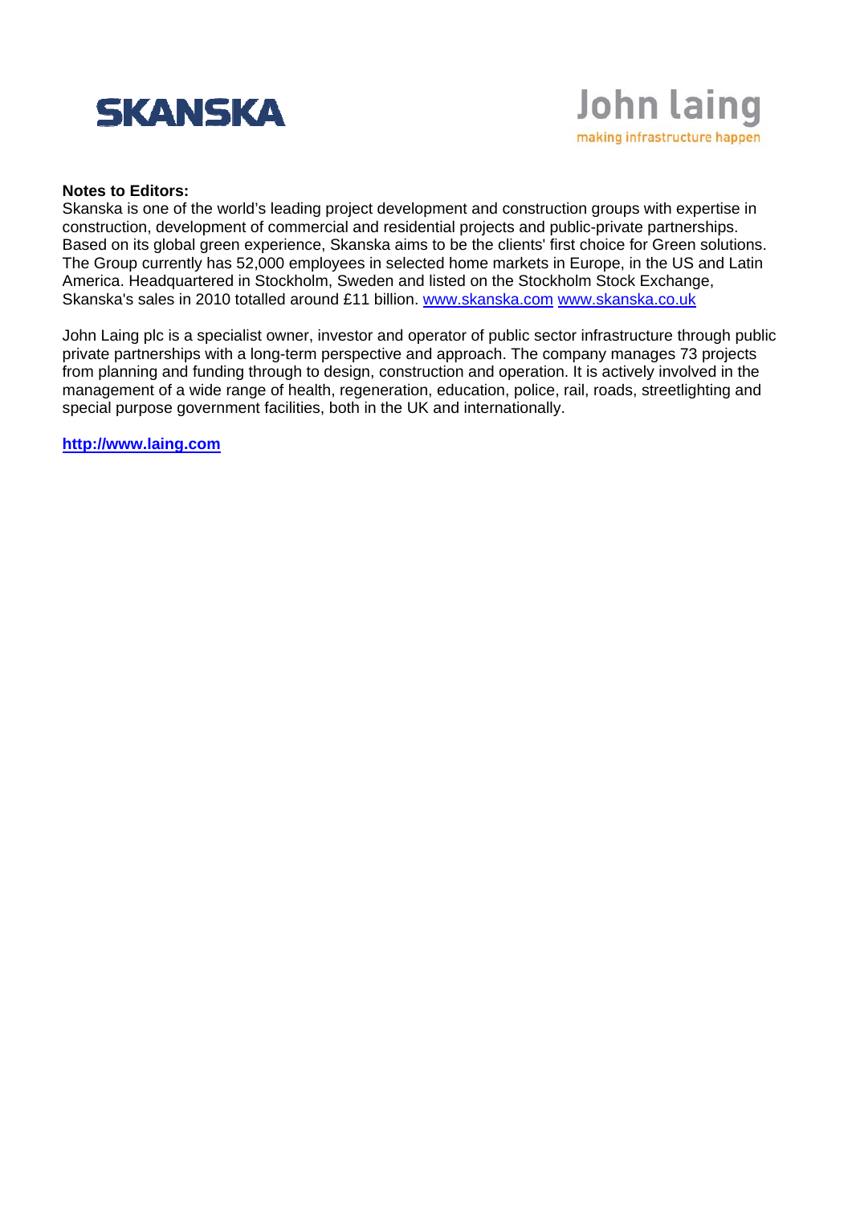**Notes to Editors:**
Skanska is one of the world's leading project development and construction groups with expertise in construction, development of commercial and residential projects and public-private partnerships. Based on its global green experience, Skanska aims to be the clients' first choice for Green solutions. The Group currently has 52,000 employees in selected home markets in Europe, in the US and Latin America. Headquartered in Stockholm, Sweden and listed on the Stockholm Stock Exchange, Skanska's sales in 2010 totalled around £11 billion. www.skanska.com www.skanska.co.uk

John Laing plc is a specialist owner, investor and operator of public sector infrastructure through public private partnerships with a long-term perspective and approach. The company manages 73 projects from planning and funding through to design, construction and operation. It is actively involved in the management of a wide range of health, regeneration, education, police, rail, roads, streetlighting and special purpose government facilities, both in the UK and internationally.

**http://www.laing.com**